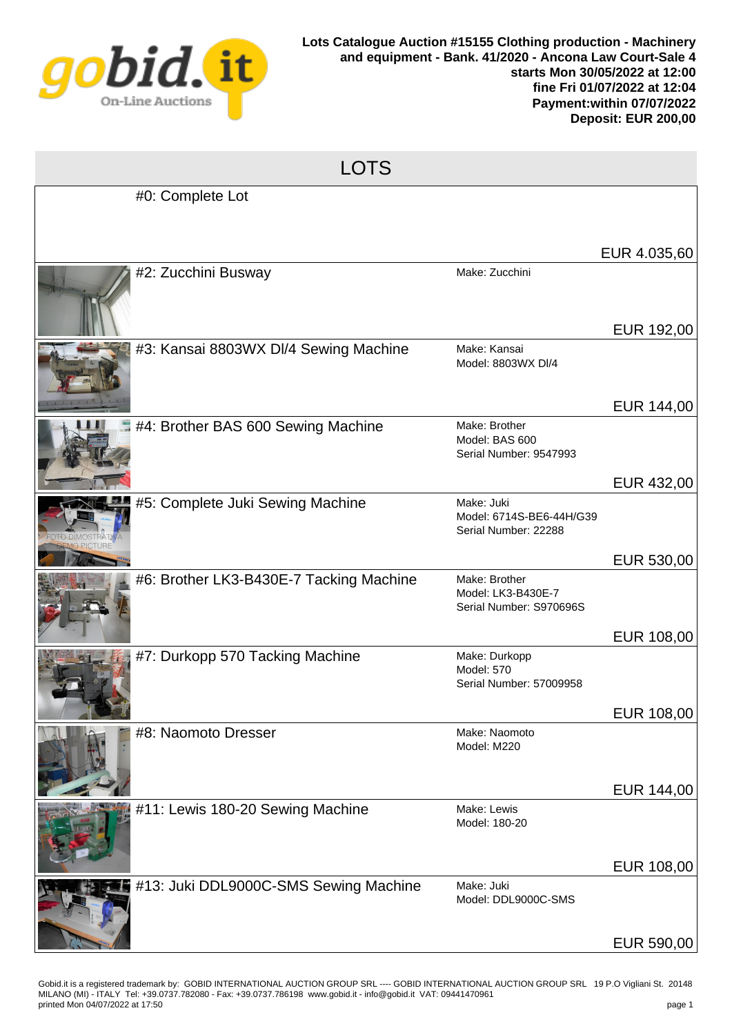**Lots Catalogue Auction #15155 Clothing production - Machinery and equipment - Bank. 41/2020 - Ancona Law Court-Sale 4**
**starts Mon 30/05/2022 at 12:00**
**fine Fri 01/07/2022 at 12:04**
**Payment:within 07/07/2022**
**Deposit: EUR 200,00**

# LOTS

| Lot | Details | Price |
|---|---|---|
| #0: Complete Lot | | EUR 4.035,60 |
| #2: Zucchini Busway | Make: Zucchini | EUR 192,00 |
| #3: Kansai 8803WX Dl/4 Sewing Machine | Make: Kansai<br>Model: 8803WX Dl/4 | EUR 144,00 |
| #4: Brother BAS 600 Sewing Machine | Make: Brother<br>Model: BAS 600<br>Serial Number: 9547993 | EUR 432,00 |
| #5: Complete Juki Sewing Machine | Make: Juki<br>Model: 6714S-BE6-44H/G39<br>Serial Number: 22288 | EUR 530,00 |
| #6: Brother LK3-B430E-7 Tacking Machine | Make: Brother<br>Model: LK3-B430E-7<br>Serial Number: S970696S | EUR 108,00 |
| #7: Durkopp 570 Tacking Machine | Make: Durkopp<br>Model: 570<br>Serial Number: 57009958 | EUR 108,00 |
| #8: Naomoto Dresser | Make: Naomoto<br>Model: M220 | EUR 144,00 |
| #11: Lewis 180-20 Sewing Machine | Make: Lewis<br>Model: 180-20 | EUR 108,00 |
| #13: Juki DDL9000C-SMS Sewing Machine | Make: Juki<br>Model: DDL9000C-SMS | EUR 590,00 |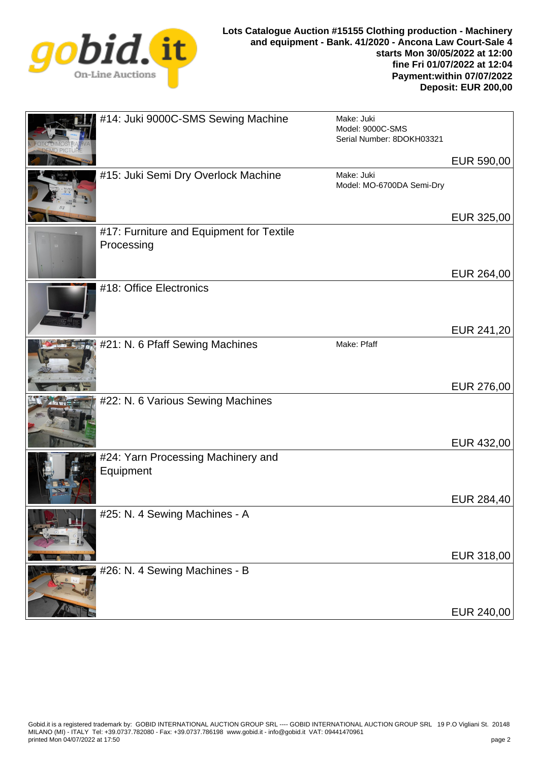**Lots Catalogue Auction #15155 Clothing production - Machinery and equipment - Bank. 41/2020 - Ancona Law Court-Sale 4**
**starts Mon 30/05/2022 at 12:00**
**fine Fri 01/07/2022 at 12:04**
**Payment:within 07/07/2022**
**Deposit: EUR 200,00**

| | | |
|---|---|---|
| #14: Juki 9000C-SMS Sewing Machine | Make: Juki<br>Model: 9000C-SMS<br>Serial Number: 8DOKH03321 | EUR 590,00 |
| #15: Juki Semi Dry Overlock Machine | Make: Juki<br>Model: MO-6700DA Semi-Dry | EUR 325,00 |
| #17: Furniture and Equipment for Textile Processing | | EUR 264,00 |
| #18: Office Electronics | | EUR 241,20 |
| #21: N. 6 Pfaff Sewing Machines | Make: Pfaff | EUR 276,00 |
| #22: N. 6 Various Sewing Machines | | EUR 432,00 |
| #24: Yarn Processing Machinery and Equipment | | EUR 284,40 |
| #25: N. 4 Sewing Machines - A | | EUR 318,00 |
| #26: N. 4 Sewing Machines - B | | EUR 240,00 |

Gobid.it is a registered trademark by: GOBID INTERNATIONAL AUCTION GROUP SRL ---- GOBID INTERNATIONAL AUCTION GROUP SRL 19 P.O Vigliani St. 20148 MILANO (MI) - ITALY Tel: +39.0737.782080 - Fax: +39.0737.786198 www.gobid.it - info@gobid.it VAT: 09441470961
printed Mon 04/07/2022 at 17:50